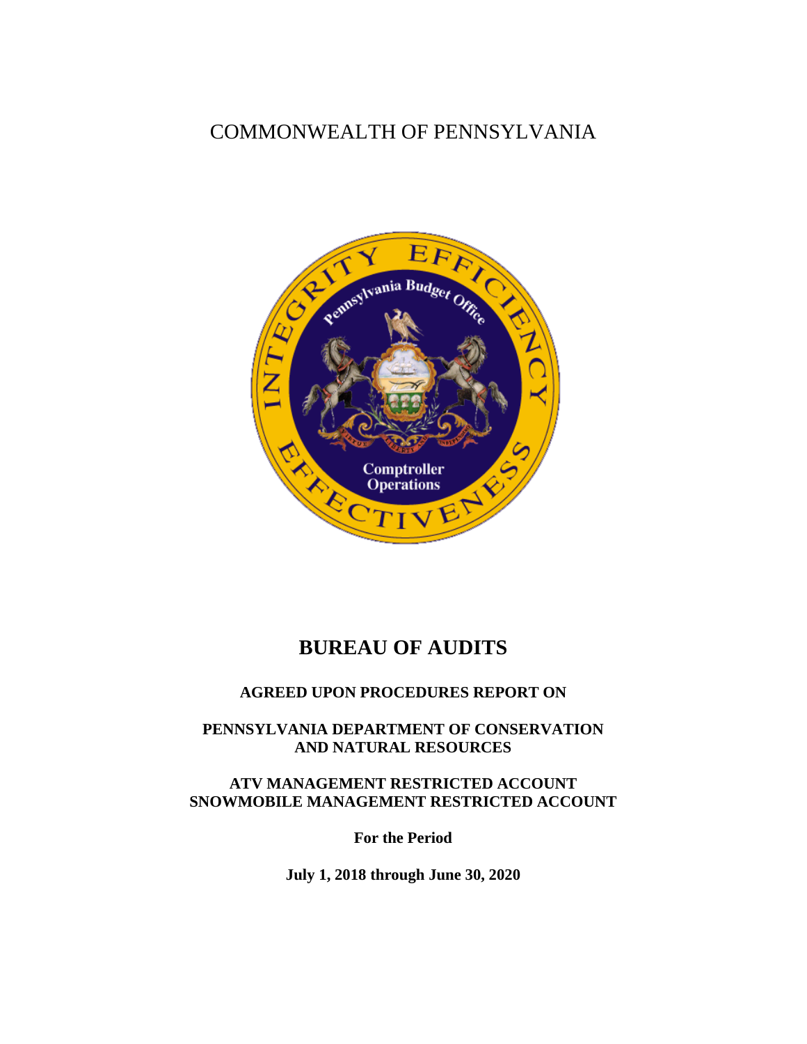COMMONWEALTH OF PENNSYLVANIA

# BUREAU OF AUDITS

**AGREED UPON PROCEDURES REPORT ON**

**PENNSYLVANIA DEPARTMENT OF CONSERVATION AND NATURAL RESOURCES**

**ATV MANAGEMENT RESTRICTED ACCOUNT**
**SNOWMOBILE MANAGEMENT RESTRICTED ACCOUNT**

**For the Period**

**July 1, 2018 through June 30, 2020**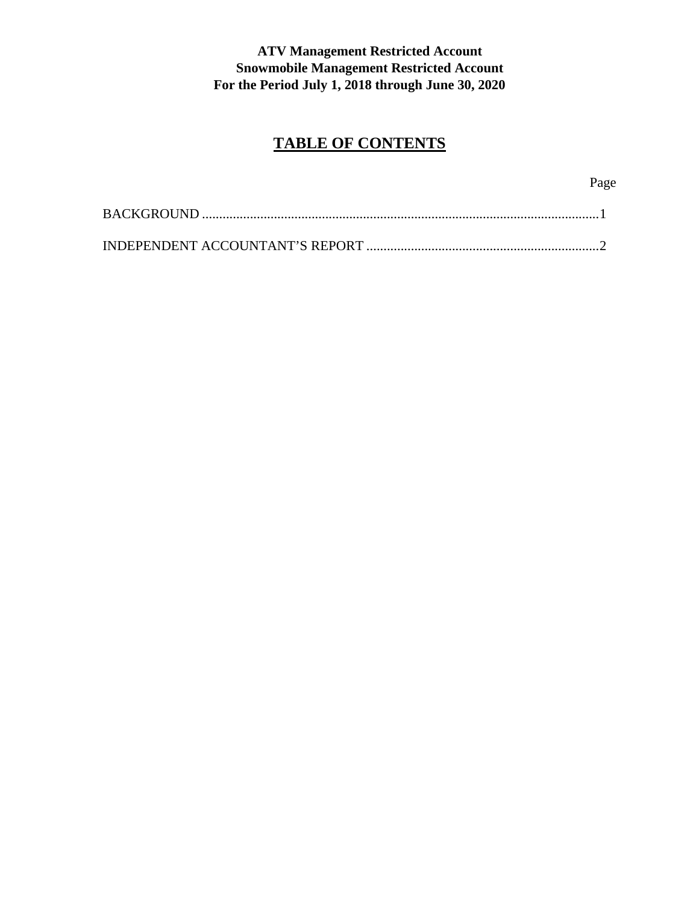**ATV Management Restricted Account**
**Snowmobile Management Restricted Account**
**For the Period July 1, 2018 through June 30, 2020**

# TABLE OF CONTENTS

| | Page |
|---|---|
| BACKGROUND | 1 |
| INDEPENDENT ACCOUNTANT'S REPORT | 2 |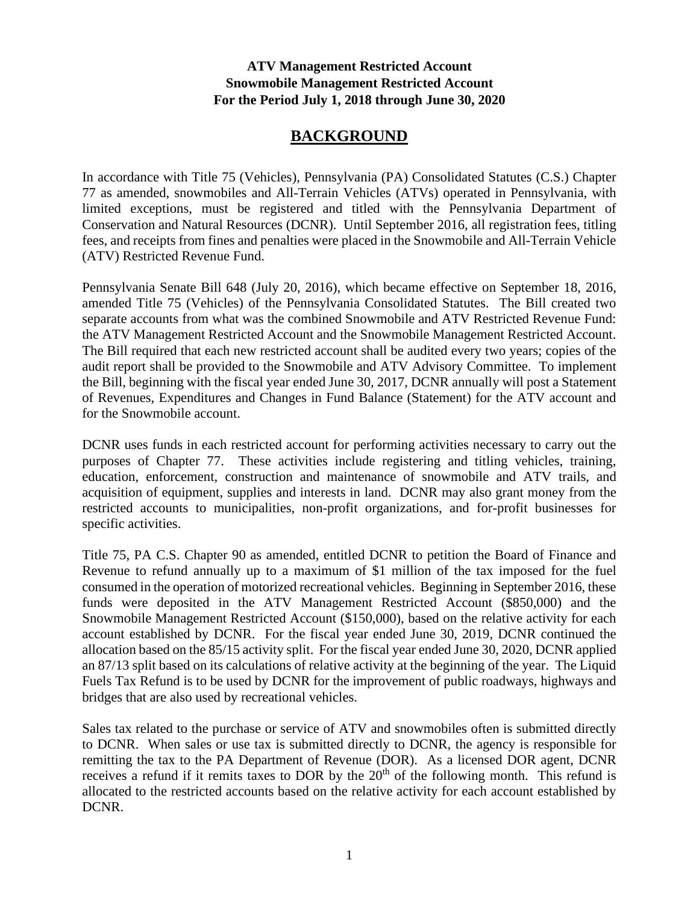**ATV Management Restricted Account**
**Snowmobile Management Restricted Account**
**For the Period July 1, 2018 through June 30, 2020**

# BACKGROUND

In accordance with Title 75 (Vehicles), Pennsylvania (PA) Consolidated Statutes (C.S.) Chapter 77 as amended, snowmobiles and All-Terrain Vehicles (ATVs) operated in Pennsylvania, with limited exceptions, must be registered and titled with the Pennsylvania Department of Conservation and Natural Resources (DCNR). Until September 2016, all registration fees, titling fees, and receipts from fines and penalties were placed in the Snowmobile and All-Terrain Vehicle (ATV) Restricted Revenue Fund.

Pennsylvania Senate Bill 648 (July 20, 2016), which became effective on September 18, 2016, amended Title 75 (Vehicles) of the Pennsylvania Consolidated Statutes. The Bill created two separate accounts from what was the combined Snowmobile and ATV Restricted Revenue Fund: the ATV Management Restricted Account and the Snowmobile Management Restricted Account. The Bill required that each new restricted account shall be audited every two years; copies of the audit report shall be provided to the Snowmobile and ATV Advisory Committee. To implement the Bill, beginning with the fiscal year ended June 30, 2017, DCNR annually will post a Statement of Revenues, Expenditures and Changes in Fund Balance (Statement) for the ATV account and for the Snowmobile account.

DCNR uses funds in each restricted account for performing activities necessary to carry out the purposes of Chapter 77. These activities include registering and titling vehicles, training, education, enforcement, construction and maintenance of snowmobile and ATV trails, and acquisition of equipment, supplies and interests in land. DCNR may also grant money from the restricted accounts to municipalities, non-profit organizations, and for-profit businesses for specific activities.

Title 75, PA C.S. Chapter 90 as amended, entitled DCNR to petition the Board of Finance and Revenue to refund annually up to a maximum of $1 million of the tax imposed for the fuel consumed in the operation of motorized recreational vehicles. Beginning in September 2016, these funds were deposited in the ATV Management Restricted Account ($850,000) and the Snowmobile Management Restricted Account ($150,000), based on the relative activity for each account established by DCNR. For the fiscal year ended June 30, 2019, DCNR continued the allocation based on the 85/15 activity split. For the fiscal year ended June 30, 2020, DCNR applied an 87/13 split based on its calculations of relative activity at the beginning of the year. The Liquid Fuels Tax Refund is to be used by DCNR for the improvement of public roadways, highways and bridges that are also used by recreational vehicles.

Sales tax related to the purchase or service of ATV and snowmobiles often is submitted directly to DCNR. When sales or use tax is submitted directly to DCNR, the agency is responsible for remitting the tax to the PA Department of Revenue (DOR). As a licensed DOR agent, DCNR receives a refund if it remits taxes to DOR by the 20th of the following month. This refund is allocated to the restricted accounts based on the relative activity for each account established by DCNR.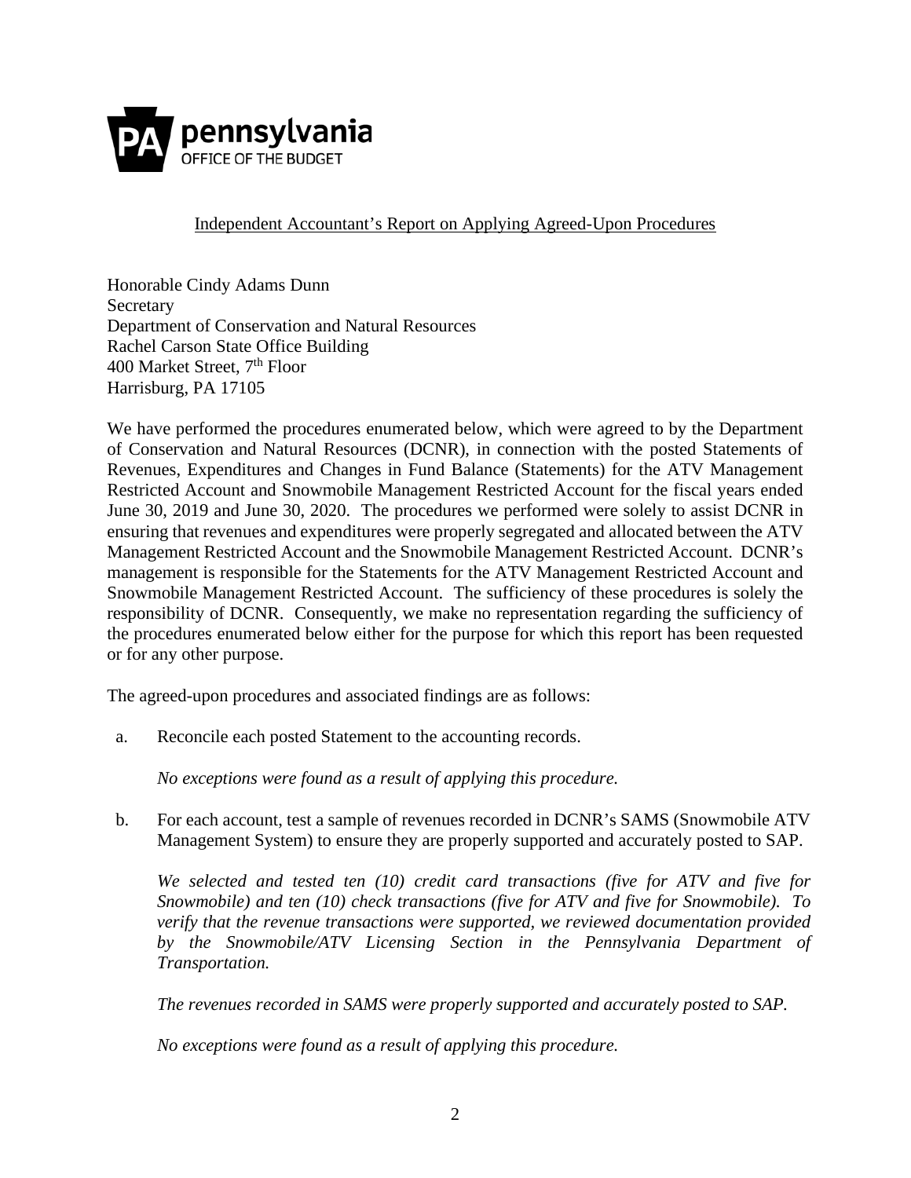**pennsylvania**
OFFICE OF THE BUDGET

Independent Accountant's Report on Applying Agreed-Upon Procedures

Honorable Cindy Adams Dunn
Secretary
Department of Conservation and Natural Resources
Rachel Carson State Office Building
400 Market Street, 7th Floor
Harrisburg, PA 17105

We have performed the procedures enumerated below, which were agreed to by the Department of Conservation and Natural Resources (DCNR), in connection with the posted Statements of Revenues, Expenditures and Changes in Fund Balance (Statements) for the ATV Management Restricted Account and Snowmobile Management Restricted Account for the fiscal years ended June 30, 2019 and June 30, 2020. The procedures we performed were solely to assist DCNR in ensuring that revenues and expenditures were properly segregated and allocated between the ATV Management Restricted Account and the Snowmobile Management Restricted Account. DCNR's management is responsible for the Statements for the ATV Management Restricted Account and Snowmobile Management Restricted Account. The sufficiency of these procedures is solely the responsibility of DCNR. Consequently, we make no representation regarding the sufficiency of the procedures enumerated below either for the purpose for which this report has been requested or for any other purpose.

The agreed-upon procedures and associated findings are as follows:

a. Reconcile each posted Statement to the accounting records.

   *No exceptions were found as a result of applying this procedure.*

b. For each account, test a sample of revenues recorded in DCNR's SAMS (Snowmobile ATV Management System) to ensure they are properly supported and accurately posted to SAP.

   *We selected and tested ten (10) credit card transactions (five for ATV and five for Snowmobile) and ten (10) check transactions (five for ATV and five for Snowmobile). To verify that the revenue transactions were supported, we reviewed documentation provided by the Snowmobile/ATV Licensing Section in the Pennsylvania Department of Transportation.*

   *The revenues recorded in SAMS were properly supported and accurately posted to SAP.*

   *No exceptions were found as a result of applying this procedure.*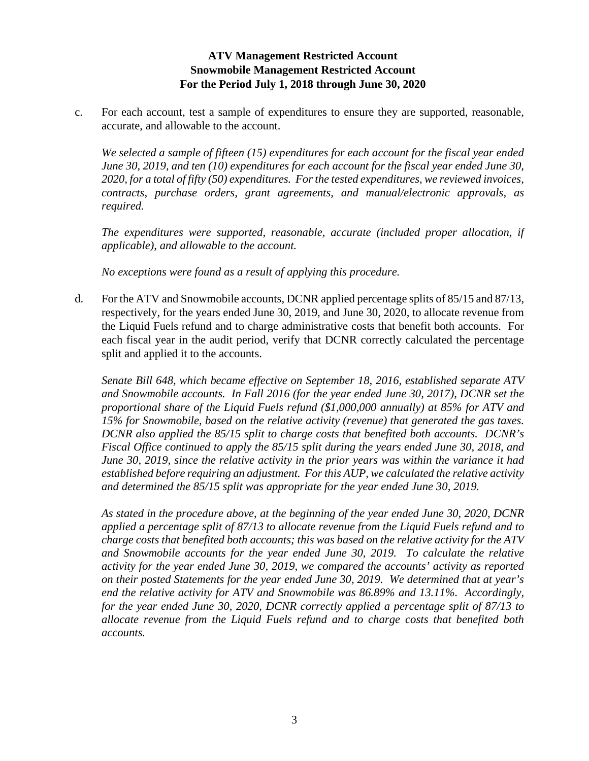**ATV Management Restricted Account**
**Snowmobile Management Restricted Account**
**For the Period July 1, 2018 through June 30, 2020**

c. For each account, test a sample of expenditures to ensure they are supported, reasonable, accurate, and allowable to the account.

   *We selected a sample of fifteen (15) expenditures for each account for the fiscal year ended June 30, 2019, and ten (10) expenditures for each account for the fiscal year ended June 30, 2020, for a total of fifty (50) expenditures. For the tested expenditures, we reviewed invoices, contracts, purchase orders, grant agreements, and manual/electronic approvals, as required.*

   *The expenditures were supported, reasonable, accurate (included proper allocation, if applicable), and allowable to the account.*

   *No exceptions were found as a result of applying this procedure.*

d. For the ATV and Snowmobile accounts, DCNR applied percentage splits of 85/15 and 87/13, respectively, for the years ended June 30, 2019, and June 30, 2020, to allocate revenue from the Liquid Fuels refund and to charge administrative costs that benefit both accounts. For each fiscal year in the audit period, verify that DCNR correctly calculated the percentage split and applied it to the accounts.

   *Senate Bill 648, which became effective on September 18, 2016, established separate ATV and Snowmobile accounts. In Fall 2016 (for the year ended June 30, 2017), DCNR set the proportional share of the Liquid Fuels refund ($1,000,000 annually) at 85% for ATV and 15% for Snowmobile, based on the relative activity (revenue) that generated the gas taxes. DCNR also applied the 85/15 split to charge costs that benefited both accounts. DCNR's Fiscal Office continued to apply the 85/15 split during the years ended June 30, 2018, and June 30, 2019, since the relative activity in the prior years was within the variance it had established before requiring an adjustment. For this AUP, we calculated the relative activity and determined the 85/15 split was appropriate for the year ended June 30, 2019.*

   *As stated in the procedure above, at the beginning of the year ended June 30, 2020, DCNR applied a percentage split of 87/13 to allocate revenue from the Liquid Fuels refund and to charge costs that benefited both accounts; this was based on the relative activity for the ATV and Snowmobile accounts for the year ended June 30, 2019. To calculate the relative activity for the year ended June 30, 2019, we compared the accounts' activity as reported on their posted Statements for the year ended June 30, 2019. We determined that at year's end the relative activity for ATV and Snowmobile was 86.89% and 13.11%. Accordingly, for the year ended June 30, 2020, DCNR correctly applied a percentage split of 87/13 to allocate revenue from the Liquid Fuels refund and to charge costs that benefited both accounts.*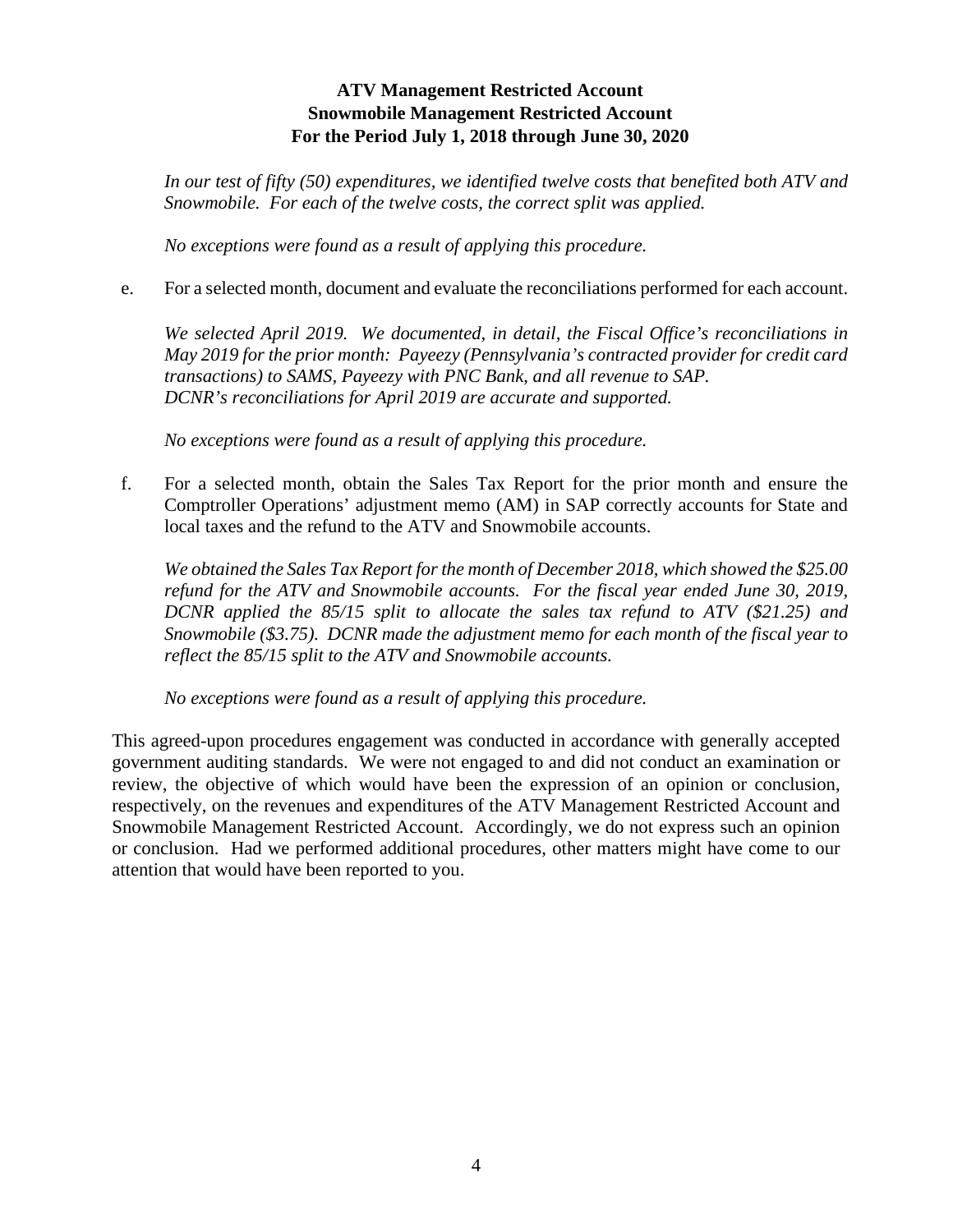**ATV Management Restricted Account**
**Snowmobile Management Restricted Account**
**For the Period July 1, 2018 through June 30, 2020**

*In our test of fifty (50) expenditures, we identified twelve costs that benefited both ATV and Snowmobile. For each of the twelve costs, the correct split was applied.*

*No exceptions were found as a result of applying this procedure.*

e. For a selected month, document and evaluate the reconciliations performed for each account.

*We selected April 2019. We documented, in detail, the Fiscal Office's reconciliations in May 2019 for the prior month: Payeezy (Pennsylvania's contracted provider for credit card transactions) to SAMS, Payeezy with PNC Bank, and all revenue to SAP. DCNR's reconciliations for April 2019 are accurate and supported.*

*No exceptions were found as a result of applying this procedure.*

f. For a selected month, obtain the Sales Tax Report for the prior month and ensure the Comptroller Operations' adjustment memo (AM) in SAP correctly accounts for State and local taxes and the refund to the ATV and Snowmobile accounts.

*We obtained the Sales Tax Report for the month of December 2018, which showed the $25.00 refund for the ATV and Snowmobile accounts. For the fiscal year ended June 30, 2019, DCNR applied the 85/15 split to allocate the sales tax refund to ATV ($21.25) and Snowmobile ($3.75). DCNR made the adjustment memo for each month of the fiscal year to reflect the 85/15 split to the ATV and Snowmobile accounts.*

*No exceptions were found as a result of applying this procedure.*

This agreed-upon procedures engagement was conducted in accordance with generally accepted government auditing standards. We were not engaged to and did not conduct an examination or review, the objective of which would have been the expression of an opinion or conclusion, respectively, on the revenues and expenditures of the ATV Management Restricted Account and Snowmobile Management Restricted Account. Accordingly, we do not express such an opinion or conclusion. Had we performed additional procedures, other matters might have come to our attention that would have been reported to you.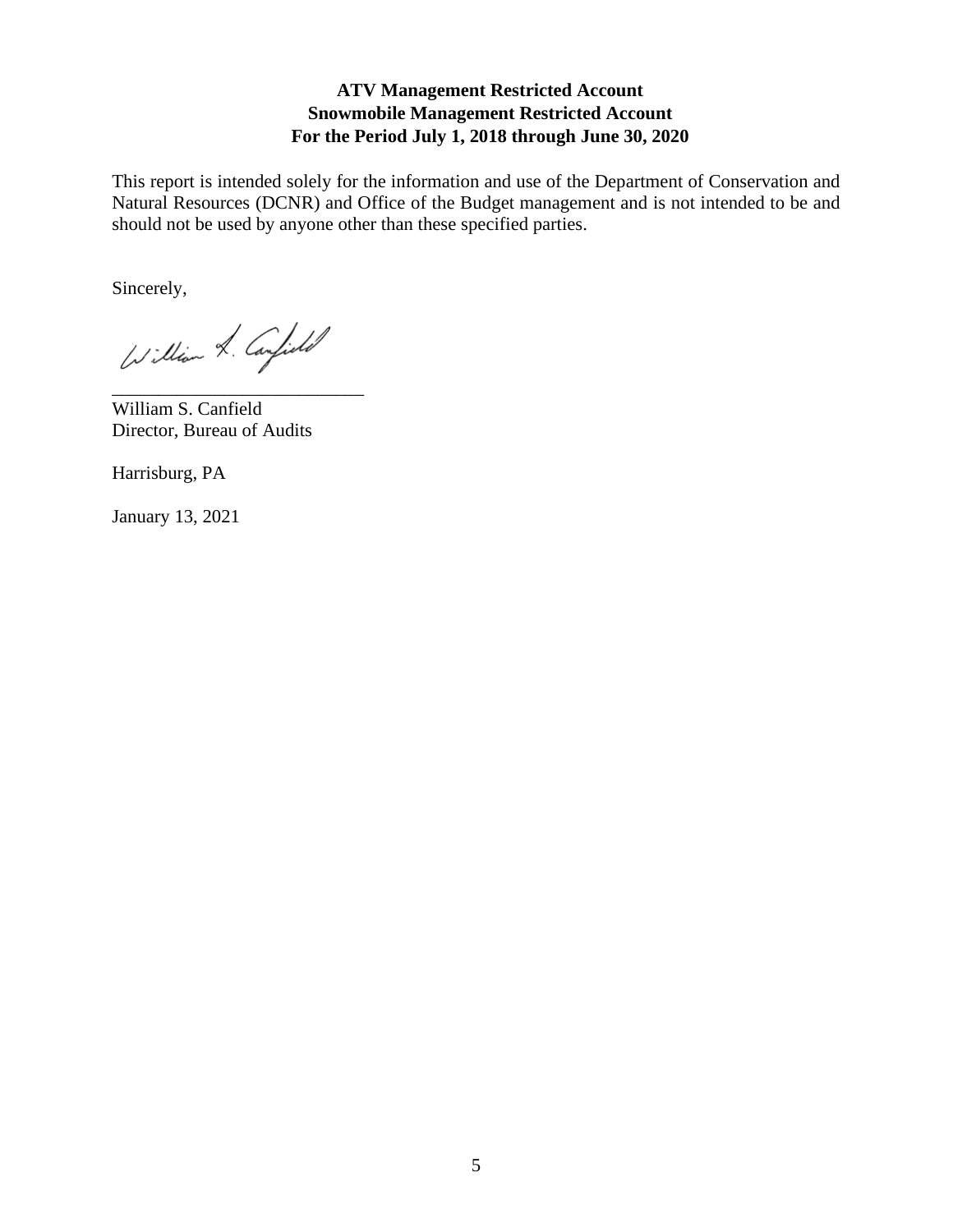**ATV Management Restricted Account**
**Snowmobile Management Restricted Account**
**For the Period July 1, 2018 through June 30, 2020**

This report is intended solely for the information and use of the Department of Conservation and Natural Resources (DCNR) and Office of the Budget management and is not intended to be and should not be used by anyone other than these specified parties.

Sincerely,

William S. Canfield
Director, Bureau of Audits

Harrisburg, PA

January 13, 2021